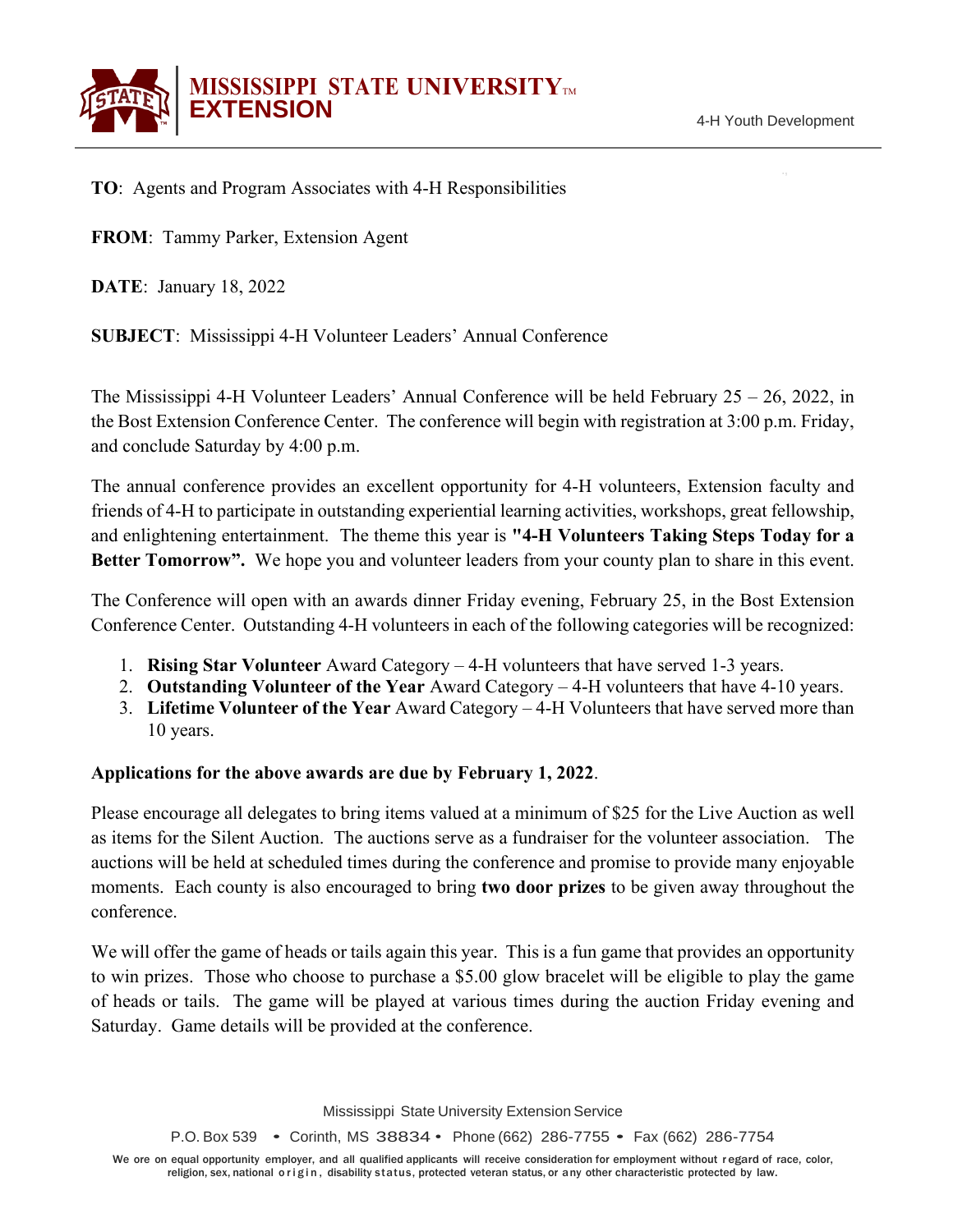**MISSISSIPPI STATE UNIVERSITY™**
**EXTENSION**

4-H Youth Development

**TO**: Agents and Program Associates with 4-H Responsibilities

**FROM**: Tammy Parker, Extension Agent

**DATE**: January 18, 2022

**SUBJECT**: Mississippi 4-H Volunteer Leaders' Annual Conference

The Mississippi 4-H Volunteer Leaders' Annual Conference will be held February 25 – 26, 2022, in the Bost Extension Conference Center. The conference will begin with registration at 3:00 p.m. Friday, and conclude Saturday by 4:00 p.m.

The annual conference provides an excellent opportunity for 4-H volunteers, Extension faculty and friends of 4-H to participate in outstanding experiential learning activities, workshops, great fellowship, and enlightening entertainment. The theme this year is **"4-H Volunteers Taking Steps Today for a Better Tomorrow".** We hope you and volunteer leaders from your county plan to share in this event.

The Conference will open with an awards dinner Friday evening, February 25, in the Bost Extension Conference Center. Outstanding 4-H volunteers in each of the following categories will be recognized:

1. **Rising Star Volunteer** Award Category – 4-H volunteers that have served 1-3 years.
2. **Outstanding Volunteer of the Year** Award Category – 4-H volunteers that have 4-10 years.
3. **Lifetime Volunteer of the Year** Award Category – 4-H Volunteers that have served more than 10 years.

**Applications for the above awards are due by February 1, 2022**.

Please encourage all delegates to bring items valued at a minimum of $25 for the Live Auction as well as items for the Silent Auction. The auctions serve as a fundraiser for the volunteer association. The auctions will be held at scheduled times during the conference and promise to provide many enjoyable moments. Each county is also encouraged to bring **two door prizes** to be given away throughout the conference.

We will offer the game of heads or tails again this year. This is a fun game that provides an opportunity to win prizes. Those who choose to purchase a $5.00 glow bracelet will be eligible to play the game of heads or tails. The game will be played at various times during the auction Friday evening and Saturday. Game details will be provided at the conference.

Mississippi State University Extension Service

P.O. Box 539 • Corinth, MS 38834 • Phone (662) 286-7755 • Fax (662) 286-7754

We are an equal opportunity employer, and all qualified applicants will receive consideration for employment without regard of race, color, religion, sex, national origin, disability status, protected veteran status, or any other characteristic protected by law.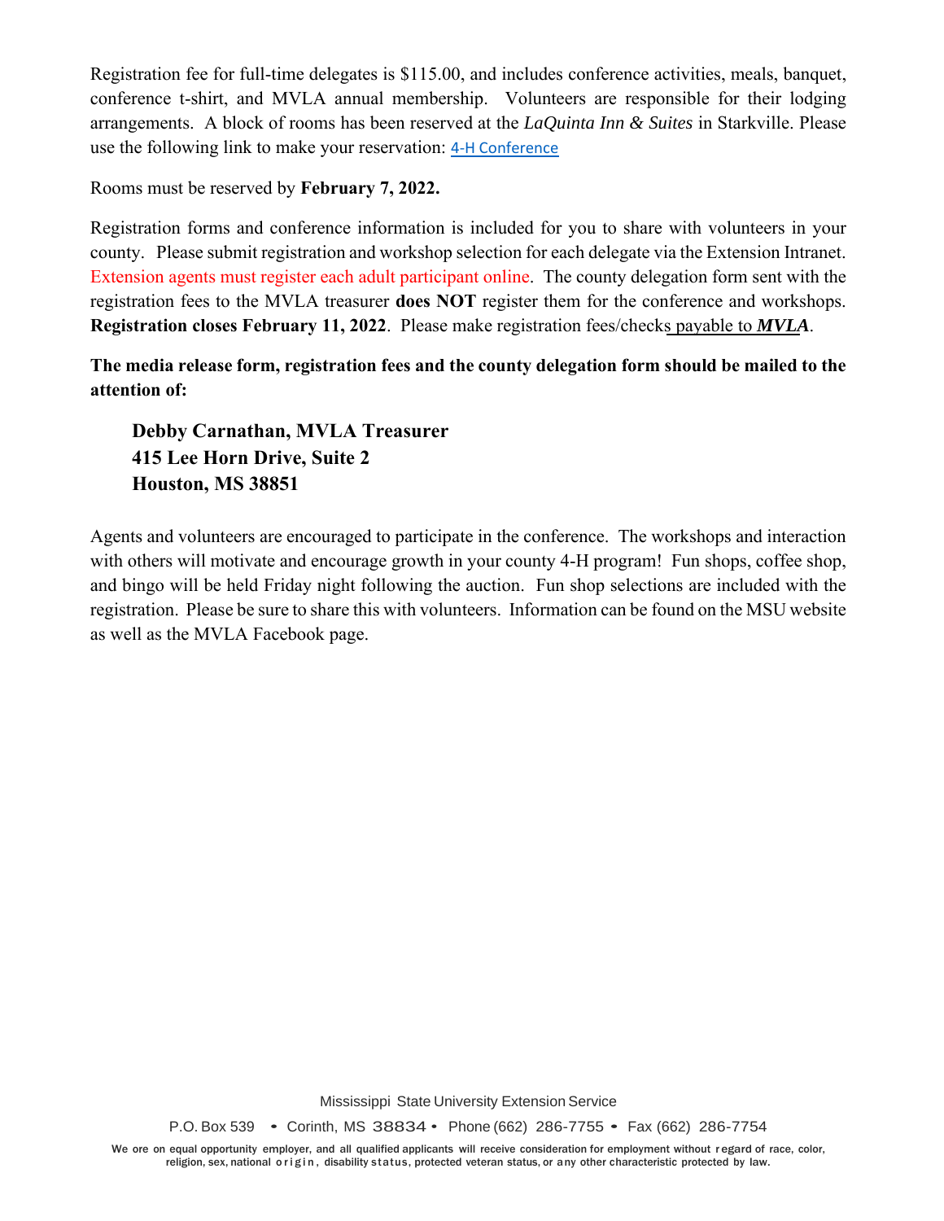Registration fee for full-time delegates is $115.00, and includes conference activities, meals, banquet, conference t-shirt, and MVLA annual membership. Volunteers are responsible for their lodging arrangements. A block of rooms has been reserved at the *LaQuinta Inn & Suites* in Starkville. Please use the following link to make your reservation: 4-H Conference

Rooms must be reserved by **February 7, 2022.**

Registration forms and conference information is included for you to share with volunteers in your county. Please submit registration and workshop selection for each delegate via the Extension Intranet. Extension agents must register each adult participant online. The county delegation form sent with the registration fees to the MVLA treasurer **does NOT** register them for the conference and workshops. **Registration closes February 11, 2022**. Please make registration fees/checks payable to ***MVLA***.

**The media release form, registration fees and the county delegation form should be mailed to the attention of:**

**Debby Carnathan, MVLA Treasurer**
**415 Lee Horn Drive, Suite 2**
**Houston, MS 38851**

Agents and volunteers are encouraged to participate in the conference. The workshops and interaction with others will motivate and encourage growth in your county 4-H program! Fun shops, coffee shop, and bingo will be held Friday night following the auction. Fun shop selections are included with the registration. Please be sure to share this with volunteers. Information can be found on the MSU website as well as the MVLA Facebook page.

Mississippi State University Extension Service

P.O. Box 539 • Corinth, MS 38834 • Phone (662) 286-7755 • Fax (662) 286-7754

We are an equal opportunity employer, and all qualified applicants will receive consideration for employment without regard of race, color, religion, sex, national origin, disability status, protected veteran status, or any other characteristic protected by law.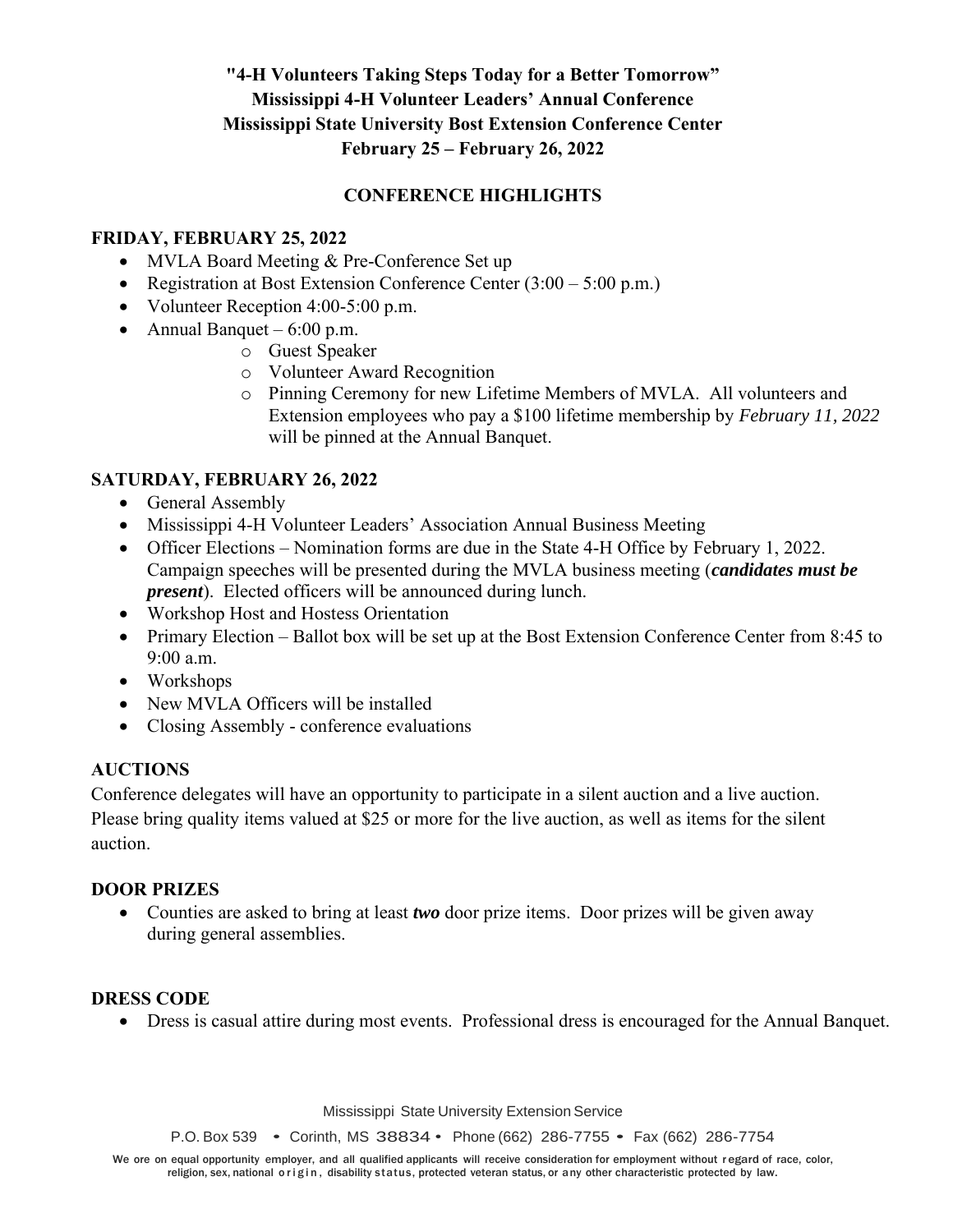**"4-H Volunteers Taking Steps Today for a Better Tomorrow"**
**Mississippi 4-H Volunteer Leaders' Annual Conference**
**Mississippi State University Bost Extension Conference Center**
**February 25 – February 26, 2022**

## CONFERENCE HIGHLIGHTS

### FRIDAY, FEBRUARY 25, 2022

- MVLA Board Meeting & Pre-Conference Set up
- Registration at Bost Extension Conference Center (3:00 – 5:00 p.m.)
- Volunteer Reception 4:00-5:00 p.m.
- Annual Banquet – 6:00 p.m.
  - Guest Speaker
  - Volunteer Award Recognition
  - Pinning Ceremony for new Lifetime Members of MVLA. All volunteers and Extension employees who pay a $100 lifetime membership by *February 11, 2022* will be pinned at the Annual Banquet.

### SATURDAY, FEBRUARY 26, 2022

- General Assembly
- Mississippi 4-H Volunteer Leaders' Association Annual Business Meeting
- Officer Elections – Nomination forms are due in the State 4-H Office by February 1, 2022. Campaign speeches will be presented during the MVLA business meeting (***candidates must be present***). Elected officers will be announced during lunch.
- Workshop Host and Hostess Orientation
- Primary Election – Ballot box will be set up at the Bost Extension Conference Center from 8:45 to 9:00 a.m.
- Workshops
- New MVLA Officers will be installed
- Closing Assembly - conference evaluations

### AUCTIONS

Conference delegates will have an opportunity to participate in a silent auction and a live auction. Please bring quality items valued at $25 or more for the live auction, as well as items for the silent auction.

### DOOR PRIZES

- Counties are asked to bring at least ***two*** door prize items. Door prizes will be given away during general assemblies.

### DRESS CODE

- Dress is casual attire during most events. Professional dress is encouraged for the Annual Banquet.

Mississippi State University Extension Service

P.O. Box 539 • Corinth, MS 38834 • Phone (662) 286-7755 • Fax (662) 286-7754

We are an equal opportunity employer, and all qualified applicants will receive consideration for employment without regard of race, color, religion, sex, national origin, disability status, protected veteran status, or any other characteristic protected by law.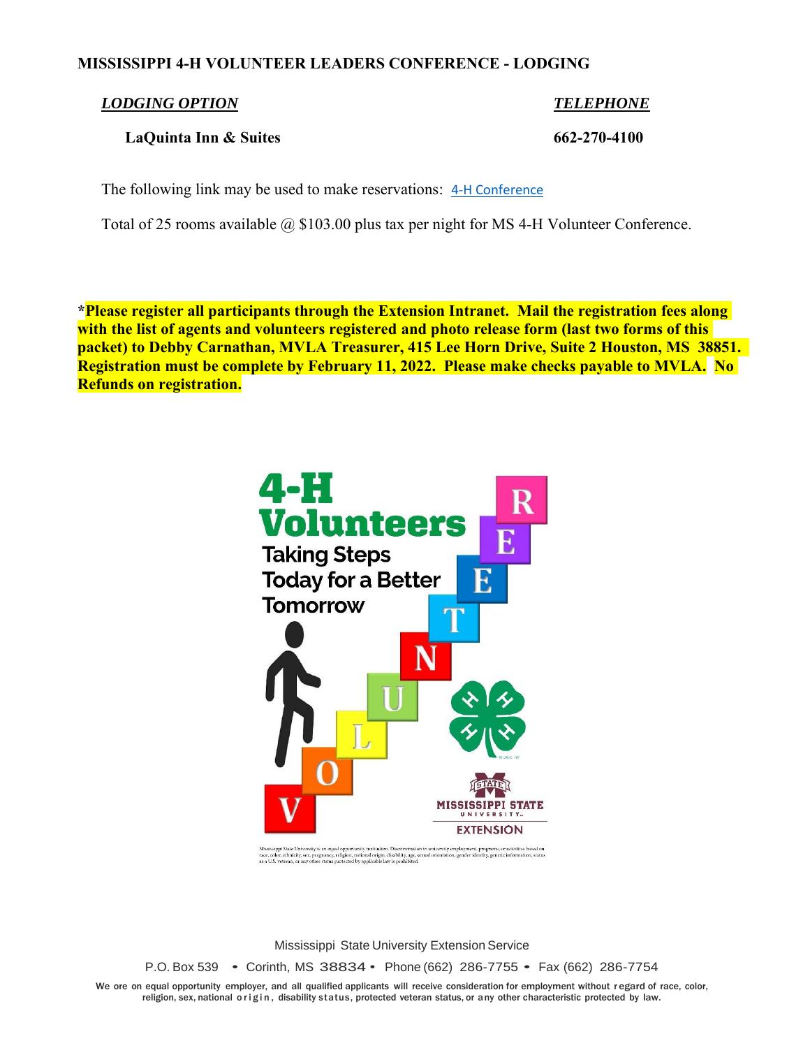**MISSISSIPPI 4-H VOLUNTEER LEADERS CONFERENCE - LODGING**

| ***LODGING OPTION*** | ***TELEPHONE*** |
| --- | --- |
| **LaQuinta Inn & Suites** | **662-270-4100** |

The following link may be used to make reservations: 4-H Conference

Total of 25 rooms available @ $103.00 plus tax per night for MS 4-H Volunteer Conference.

***Please register all participants through the Extension Intranet. Mail the registration fees along with the list of agents and volunteers registered and photo release form (last two forms of this packet) to Debby Carnathan, MVLA Treasurer, 415 Lee Horn Drive, Suite 2 Houston, MS 38851. Registration must be complete by February 11, 2022. Please make checks payable to MVLA. No Refunds on registration.**

4-H Volunteers Taking Steps Today for a Better Tomorrow

VOLUNTEER

MISSISSIPPI STATE UNIVERSITY EXTENSION

Mississippi State University is an equal opportunity institution. Discrimination in university employment, programs, or activities based on race, color, ethnicity, sex, pregnancy, religion, national origin, disability, age, sexual orientation, gender identity, genetic information, status as a U.S. veteran, or any other status protected by applicable law is prohibited.

Mississippi State University Extension Service

P.O. Box 539 • Corinth, MS 38834 • Phone (662) 286-7755 • Fax (662) 286-7754

We are an equal opportunity employer, and all qualified applicants will receive consideration for employment without regard of race, color, religion, sex, national origin, disability status, protected veteran status, or any other characteristic protected by law.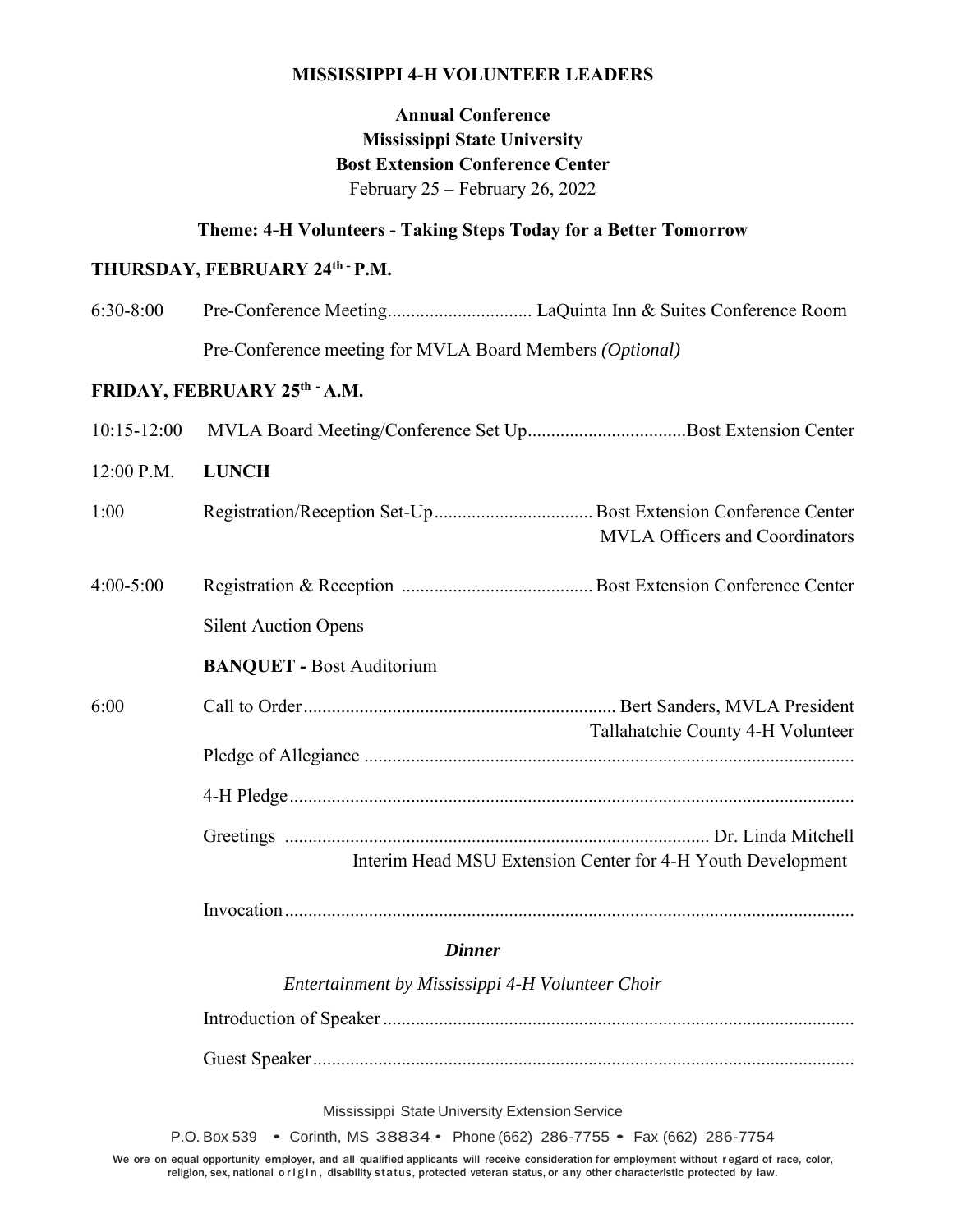**MISSISSIPPI 4-H VOLUNTEER LEADERS**

**Annual Conference**
**Mississippi State University**
**Bost Extension Conference Center**
February 25 – February 26, 2022

**Theme: 4-H Volunteers - Taking Steps Today for a Better Tomorrow**

## THURSDAY, FEBRUARY 24th - P.M.

6:30-8:00 Pre-Conference Meeting............................... LaQuinta Inn & Suites Conference Room

Pre-Conference meeting for MVLA Board Members *(Optional)*

## FRIDAY, FEBRUARY 25th - A.M.

10:15-12:00 MVLA Board Meeting/Conference Set Up..................................Bost Extension Center

12:00 P.M. **LUNCH**

1:00 Registration/Reception Set-Up.................................. Bost Extension Conference Center
MVLA Officers and Coordinators

4:00-5:00 Registration & Reception ......................................... Bost Extension Conference Center

Silent Auction Opens

**BANQUET -** Bost Auditorium

6:00 Call to Order.................................................................. Bert Sanders, MVLA President
Tallahatchie County 4-H Volunteer

Pledge of Allegiance ........................................................................................................

4-H Pledge.........................................................................................................................

Greetings ......................................................................................... Dr. Linda Mitchell
Interim Head MSU Extension Center for 4-H Youth Development

Invocation.........................................................................................................................

***Dinner***

*Entertainment by Mississippi 4-H Volunteer Choir*

Introduction of Speaker.....................................................................................................

Guest Speaker...................................................................................................................

Mississippi State University Extension Service

P.O. Box 539 • Corinth, MS 38834 • Phone (662) 286-7755 • Fax (662) 286-7754

We are an equal opportunity employer, and all qualified applicants will receive consideration for employment without regard of race, color, religion, sex, national origin, disability status, protected veteran status, or any other characteristic protected by law.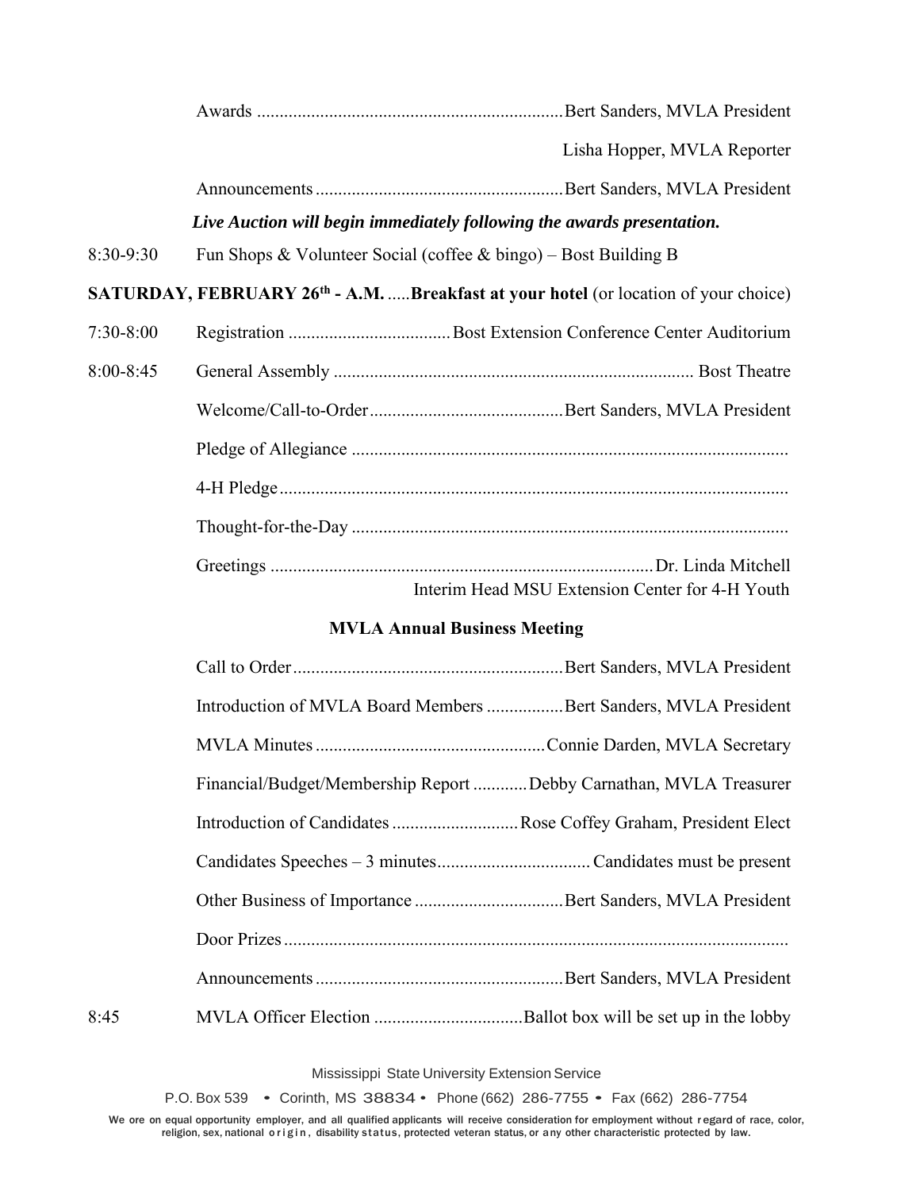Awards ........ Bert Sanders, MVLA President

Lisha Hopper, MVLA Reporter

Announcements ........ Bert Sanders, MVLA President

***Live Auction will begin immediately following the awards presentation.***

8:30-9:30 Fun Shops & Volunteer Social (coffee & bingo) – Bost Building B

**SATURDAY, FEBRUARY 26th - A.M.** ..... **Breakfast at your hotel** (or location of your choice)

7:30-8:00 Registration ........ Bost Extension Conference Center Auditorium

8:00-8:45 General Assembly ........ Bost Theatre

Welcome/Call-to-Order ........ Bert Sanders, MVLA President

Pledge of Allegiance ........

4-H Pledge ........

Thought-for-the-Day ........

Greetings ........ Dr. Linda Mitchell
Interim Head MSU Extension Center for 4-H Youth

**MVLA Annual Business Meeting**

Call to Order ........ Bert Sanders, MVLA President

Introduction of MVLA Board Members ........ Bert Sanders, MVLA President

MVLA Minutes ........ Connie Darden, MVLA Secretary

Financial/Budget/Membership Report ........ Debby Carnathan, MVLA Treasurer

Introduction of Candidates ........ Rose Coffey Graham, President Elect

Candidates Speeches – 3 minutes ........ Candidates must be present

Other Business of Importance ........ Bert Sanders, MVLA President

Door Prizes ........

Announcements ........ Bert Sanders, MVLA President

8:45 MVLA Officer Election ........ Ballot box will be set up in the lobby

Mississippi State University Extension Service

P.O. Box 539 • Corinth, MS 38834 • Phone (662) 286-7755 • Fax (662) 286-7754

We are an equal opportunity employer, and all qualified applicants will receive consideration for employment without regard of race, color, religion, sex, national origin, disability status, protected veteran status, or any other characteristic protected by law.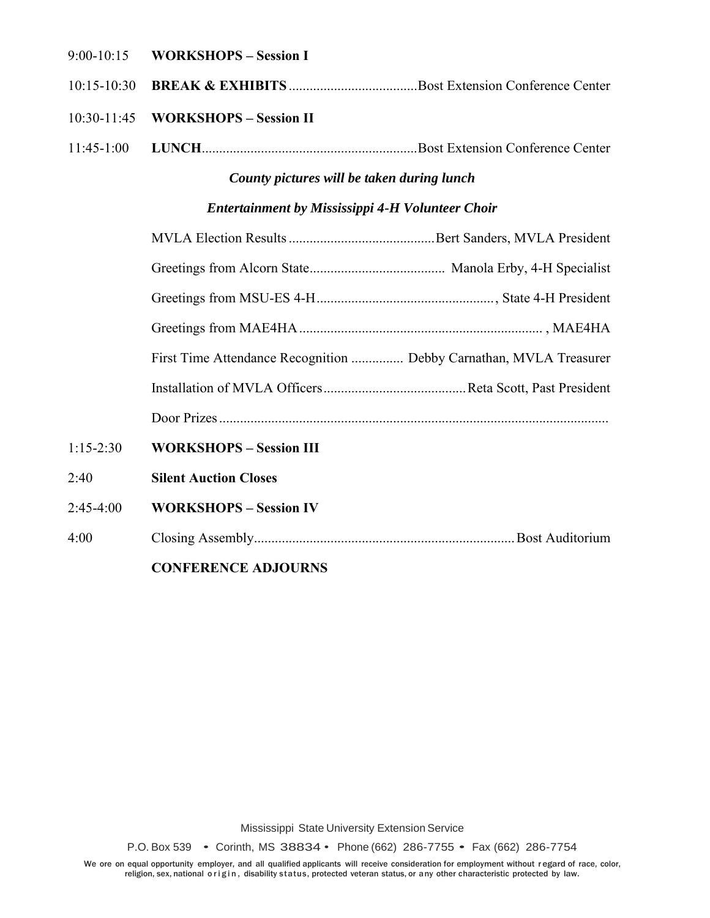9:00-10:15 **WORKSHOPS – Session I**

10:15-10:30 **BREAK & EXHIBITS** ....................................Bost Extension Conference Center

10:30-11:45 **WORKSHOPS – Session II**

11:45-1:00 **LUNCH**............................................................Bost Extension Conference Center

***County pictures will be taken during lunch***

***Entertainment by Mississippi 4-H Volunteer Choir***

MVLA Election Results ..........................................Bert Sanders, MVLA President

Greetings from Alcorn State...................................... Manola Erby, 4-H Specialist

Greetings from MSU-ES 4-H.................................................., State 4-H President

Greetings from MAE4HA..................................................................... , MAE4HA

First Time Attendance Recognition ............... Debby Carnathan, MVLA Treasurer

Installation of MVLA Officers.........................................Reta Scott, Past President

Door Prizes...............................................................................................................

1:15-2:30 **WORKSHOPS – Session III**

2:40 **Silent Auction Closes**

2:45-4:00 **WORKSHOPS – Session IV**

4:00 Closing Assembly.........................................................................Bost Auditorium

**CONFERENCE ADJOURNS**

Mississippi State University Extension Service

P.O. Box 539 • Corinth, MS 38834 • Phone (662) 286-7755 • Fax (662) 286-7754

We are an equal opportunity employer, and all qualified applicants will receive consideration for employment without regard of race, color, religion, sex, national origin, disability status, protected veteran status, or any other characteristic protected by law.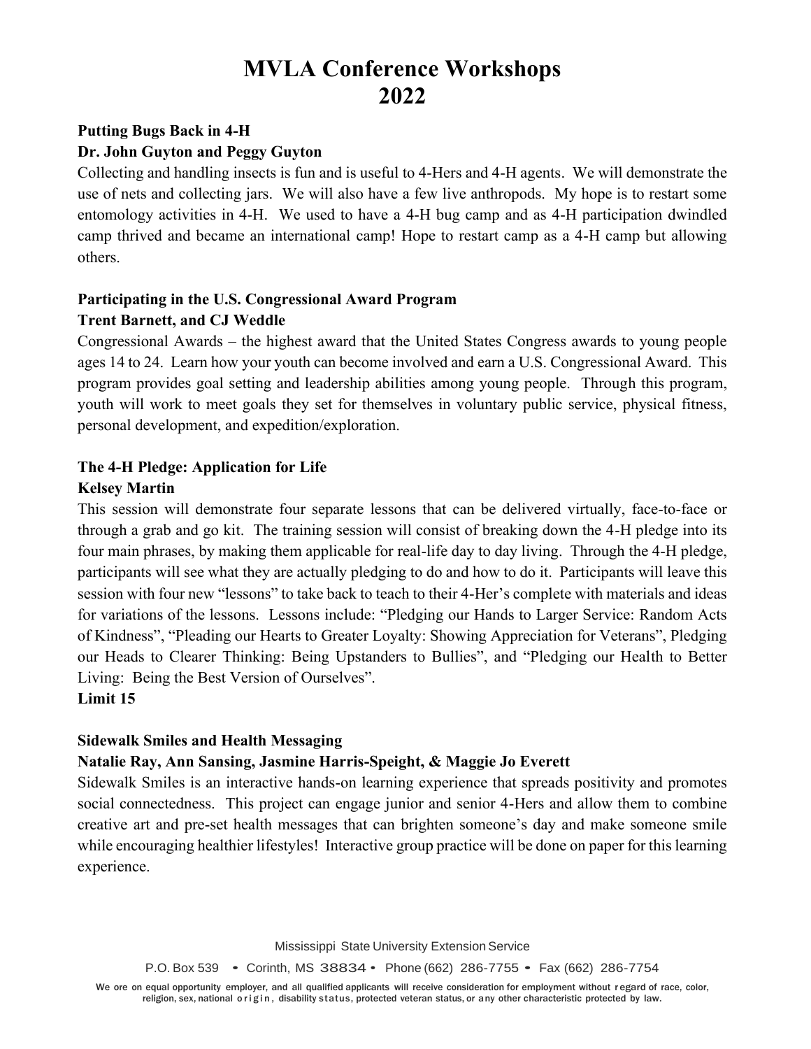# MVLA Conference Workshops 2022

**Putting Bugs Back in 4-H**

**Dr. John Guyton and Peggy Guyton**

Collecting and handling insects is fun and is useful to 4-Hers and 4-H agents. We will demonstrate the use of nets and collecting jars. We will also have a few live anthropods. My hope is to restart some entomology activities in 4-H. We used to have a 4-H bug camp and as 4-H participation dwindled camp thrived and became an international camp! Hope to restart camp as a 4-H camp but allowing others.

**Participating in the U.S. Congressional Award Program**

**Trent Barnett, and CJ Weddle**

Congressional Awards – the highest award that the United States Congress awards to young people ages 14 to 24. Learn how your youth can become involved and earn a U.S. Congressional Award. This program provides goal setting and leadership abilities among young people. Through this program, youth will work to meet goals they set for themselves in voluntary public service, physical fitness, personal development, and expedition/exploration.

**The 4-H Pledge: Application for Life**

**Kelsey Martin**

This session will demonstrate four separate lessons that can be delivered virtually, face-to-face or through a grab and go kit. The training session will consist of breaking down the 4-H pledge into its four main phrases, by making them applicable for real-life day to day living. Through the 4-H pledge, participants will see what they are actually pledging to do and how to do it. Participants will leave this session with four new "lessons" to take back to teach to their 4-Her's complete with materials and ideas for variations of the lessons. Lessons include: "Pledging our Hands to Larger Service: Random Acts of Kindness", "Pleading our Hearts to Greater Loyalty: Showing Appreciation for Veterans", Pledging our Heads to Clearer Thinking: Being Upstanders to Bullies", and "Pledging our Health to Better Living: Being the Best Version of Ourselves".

**Limit 15**

**Sidewalk Smiles and Health Messaging**

**Natalie Ray, Ann Sansing, Jasmine Harris-Speight, & Maggie Jo Everett**

Sidewalk Smiles is an interactive hands-on learning experience that spreads positivity and promotes social connectedness. This project can engage junior and senior 4-Hers and allow them to combine creative art and pre-set health messages that can brighten someone's day and make someone smile while encouraging healthier lifestyles! Interactive group practice will be done on paper for this learning experience.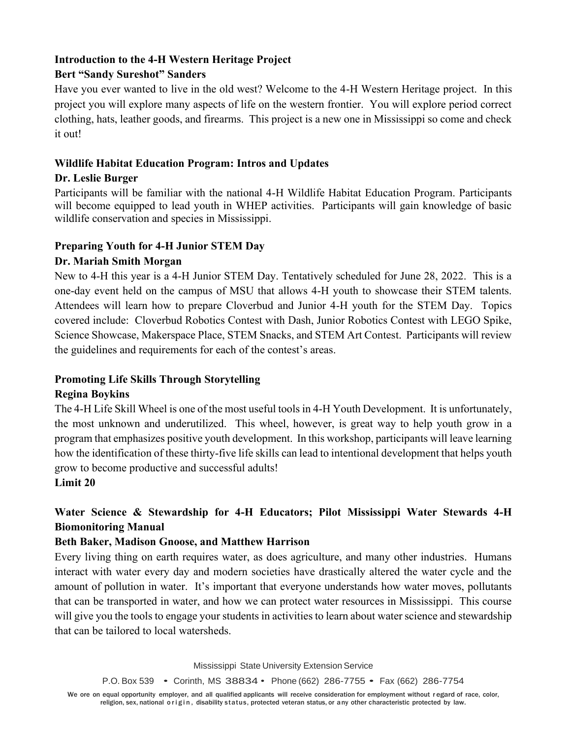**Introduction to the 4-H Western Heritage Project**

**Bert "Sandy Sureshot" Sanders**

Have you ever wanted to live in the old west? Welcome to the 4-H Western Heritage project. In this project you will explore many aspects of life on the western frontier. You will explore period correct clothing, hats, leather goods, and firearms. This project is a new one in Mississippi so come and check it out!

**Wildlife Habitat Education Program: Intros and Updates**

**Dr. Leslie Burger**

Participants will be familiar with the national 4-H Wildlife Habitat Education Program. Participants will become equipped to lead youth in WHEP activities. Participants will gain knowledge of basic wildlife conservation and species in Mississippi.

**Preparing Youth for 4-H Junior STEM Day**

**Dr. Mariah Smith Morgan**

New to 4-H this year is a 4-H Junior STEM Day. Tentatively scheduled for June 28, 2022. This is a one-day event held on the campus of MSU that allows 4-H youth to showcase their STEM talents. Attendees will learn how to prepare Cloverbud and Junior 4-H youth for the STEM Day. Topics covered include: Cloverbud Robotics Contest with Dash, Junior Robotics Contest with LEGO Spike, Science Showcase, Makerspace Place, STEM Snacks, and STEM Art Contest. Participants will review the guidelines and requirements for each of the contest's areas.

**Promoting Life Skills Through Storytelling**

**Regina Boykins**

The 4-H Life Skill Wheel is one of the most useful tools in 4-H Youth Development. It is unfortunately, the most unknown and underutilized. This wheel, however, is great way to help youth grow in a program that emphasizes positive youth development. In this workshop, participants will leave learning how the identification of these thirty-five life skills can lead to intentional development that helps youth grow to become productive and successful adults!

**Limit 20**

**Water Science & Stewardship for 4-H Educators; Pilot Mississippi Water Stewards 4-H Biomonitoring Manual**

**Beth Baker, Madison Gnoose, and Matthew Harrison**

Every living thing on earth requires water, as does agriculture, and many other industries. Humans interact with water every day and modern societies have drastically altered the water cycle and the amount of pollution in water. It's important that everyone understands how water moves, pollutants that can be transported in water, and how we can protect water resources in Mississippi. This course will give you the tools to engage your students in activities to learn about water science and stewardship that can be tailored to local watersheds.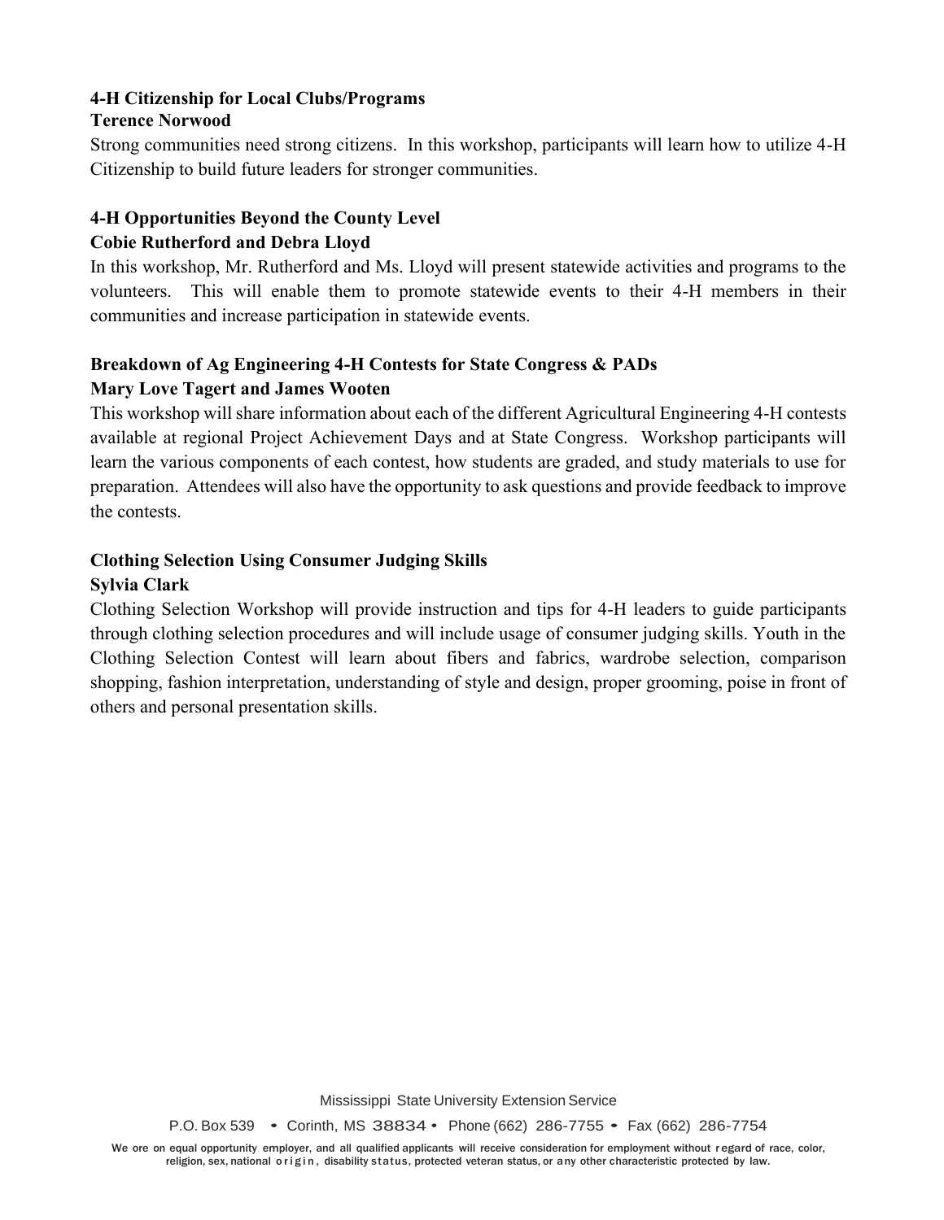**4-H Citizenship for Local Clubs/Programs**
**Terence Norwood**

Strong communities need strong citizens. In this workshop, participants will learn how to utilize 4-H Citizenship to build future leaders for stronger communities.

**4-H Opportunities Beyond the County Level**
**Cobie Rutherford and Debra Lloyd**

In this workshop, Mr. Rutherford and Ms. Lloyd will present statewide activities and programs to the volunteers. This will enable them to promote statewide events to their 4-H members in their communities and increase participation in statewide events.

**Breakdown of Ag Engineering 4-H Contests for State Congress & PADs**
**Mary Love Tagert and James Wooten**

This workshop will share information about each of the different Agricultural Engineering 4-H contests available at regional Project Achievement Days and at State Congress. Workshop participants will learn the various components of each contest, how students are graded, and study materials to use for preparation. Attendees will also have the opportunity to ask questions and provide feedback to improve the contests.

**Clothing Selection Using Consumer Judging Skills**
**Sylvia Clark**

Clothing Selection Workshop will provide instruction and tips for 4-H leaders to guide participants through clothing selection procedures and will include usage of consumer judging skills. Youth in the Clothing Selection Contest will learn about fibers and fabrics, wardrobe selection, comparison shopping, fashion interpretation, understanding of style and design, proper grooming, poise in front of others and personal presentation skills.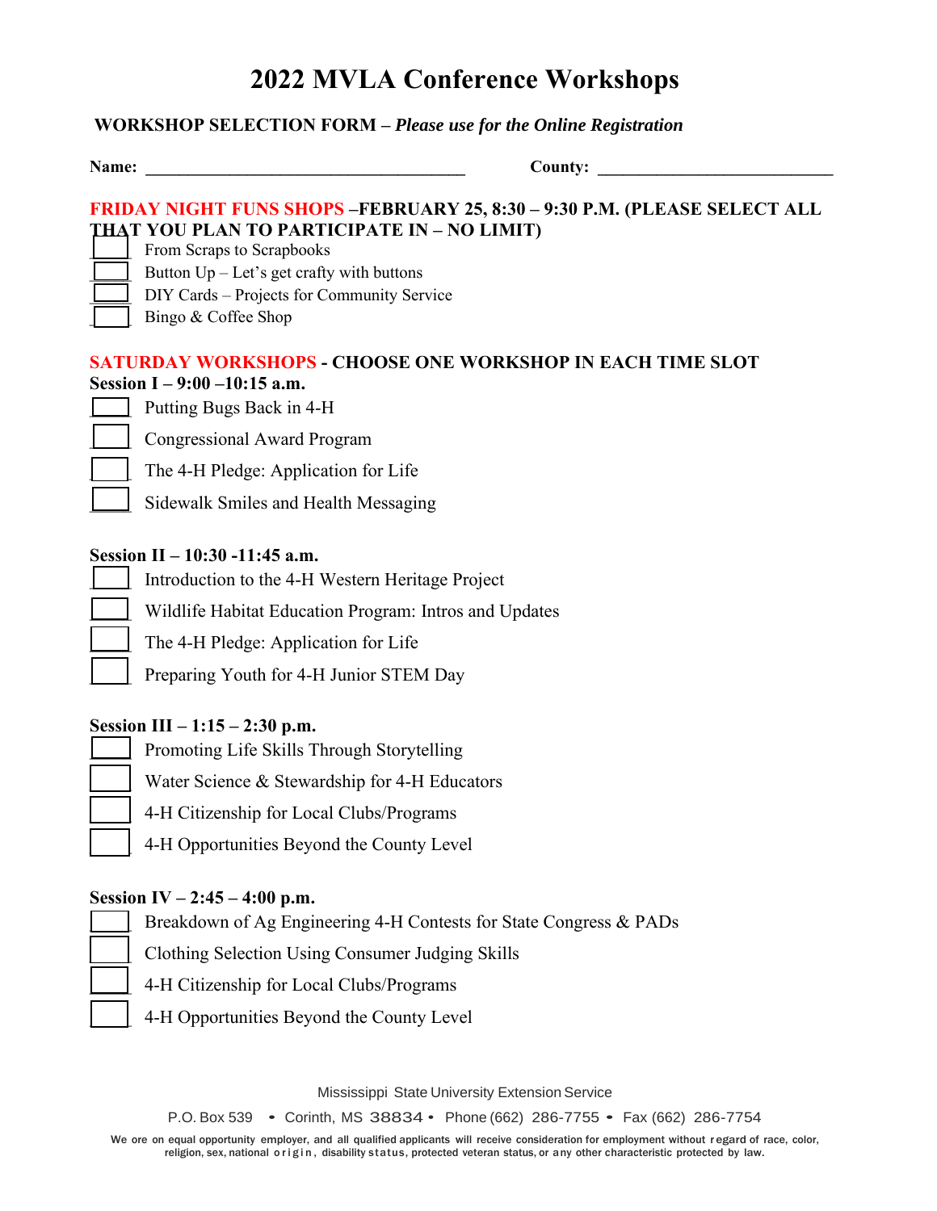# 2022 MVLA Conference Workshops

**WORKSHOP SELECTION FORM –** ***Please use for the Online Registration***

**Name:** ______________________________________ **County:** ____________________________

**FRIDAY NIGHT FUNS SHOPS –FEBRUARY 25, 8:30 – 9:30 P.M. (PLEASE SELECT ALL THAT YOU PLAN TO PARTICIPATE IN – NO LIMIT)**

- [ ] From Scraps to Scrapbooks
- [ ] Button Up – Let's get crafty with buttons
- [ ] DIY Cards – Projects for Community Service
- [ ] Bingo & Coffee Shop

**SATURDAY WORKSHOPS - CHOOSE ONE WORKSHOP IN EACH TIME SLOT**

**Session I – 9:00 –10:15 a.m.**

- [ ] Putting Bugs Back in 4-H
- [ ] Congressional Award Program
- [ ] The 4-H Pledge: Application for Life
- [ ] Sidewalk Smiles and Health Messaging

**Session II – 10:30 -11:45 a.m.**

- [ ] Introduction to the 4-H Western Heritage Project
- [ ] Wildlife Habitat Education Program: Intros and Updates
- [ ] The 4-H Pledge: Application for Life
- [ ] Preparing Youth for 4-H Junior STEM Day

**Session III – 1:15 – 2:30 p.m.**

- [ ] Promoting Life Skills Through Storytelling
- [ ] Water Science & Stewardship for 4-H Educators
- [ ] 4-H Citizenship for Local Clubs/Programs
- [ ] 4-H Opportunities Beyond the County Level

**Session IV – 2:45 – 4:00 p.m.**

- [ ] Breakdown of Ag Engineering 4-H Contests for State Congress & PADs
- [ ] Clothing Selection Using Consumer Judging Skills
- [ ] 4-H Citizenship for Local Clubs/Programs
- [ ] 4-H Opportunities Beyond the County Level

Mississippi State University Extension Service

P.O. Box 539 • Corinth, MS 38834 • Phone (662) 286-7755 • Fax (662) 286-7754

We are an equal opportunity employer, and all qualified applicants will receive consideration for employment without regard of race, color, religion, sex, national origin, disability status, protected veteran status, or any other characteristic protected by law.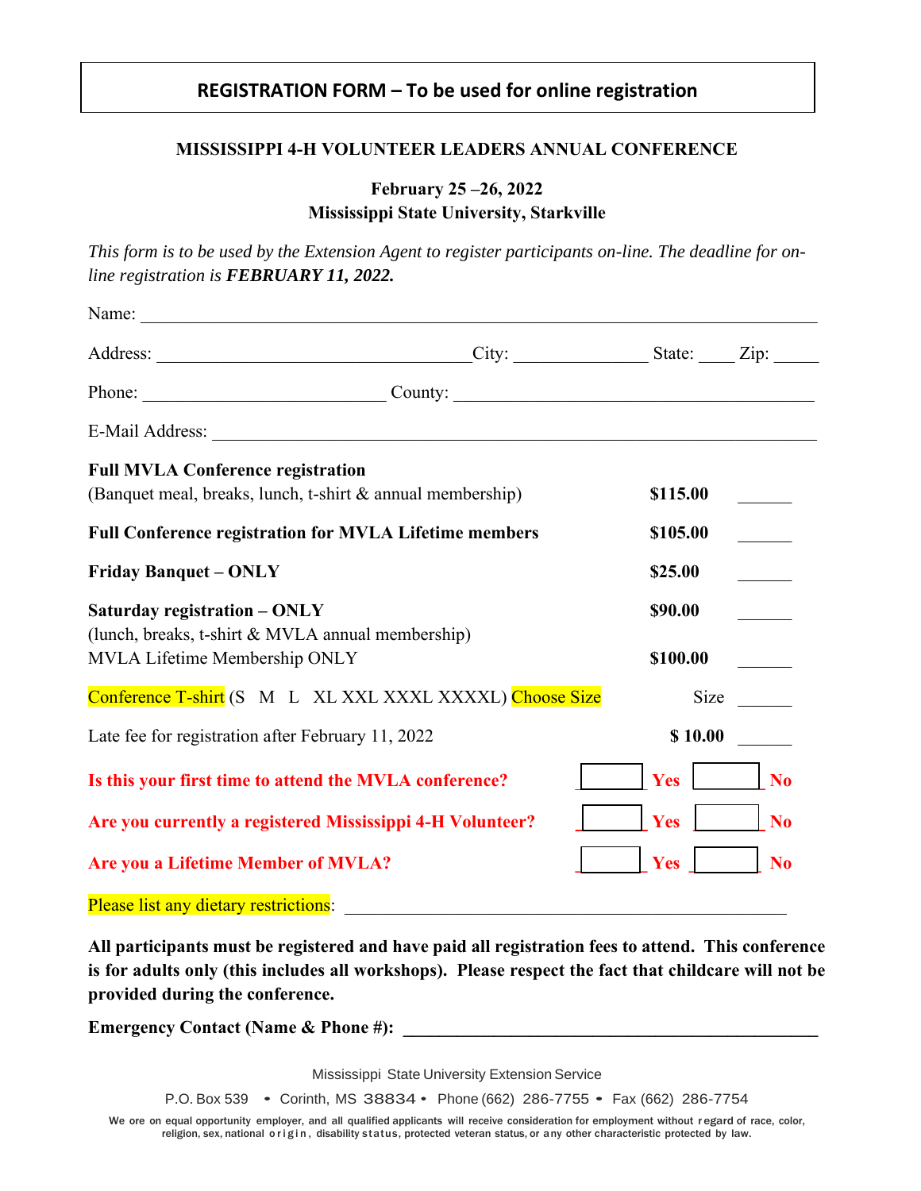# REGISTRATION FORM – To be used for online registration

**MISSISSIPPI 4-H VOLUNTEER LEADERS ANNUAL CONFERENCE**

**February 25 –26, 2022**
**Mississippi State University, Starkville**

*This form is to be used by the Extension Agent to register participants on-line. The deadline for on-line registration is* ***FEBRUARY 11, 2022.***

Name: ______________________________________________________________________

Address: ________________________________ City: ______________ State: ____ Zip: _____

Phone: __________________________ County: ______________________________________

E-Mail Address: _____________________________________________________________

| | | |
|---|---|---|
| **Full MVLA Conference registration** (Banquet meal, breaks, lunch, t-shirt & annual membership) | **$115.00** | ______ |
| **Full Conference registration for MVLA Lifetime members** | **$105.00** | ______ |
| **Friday Banquet – ONLY** | **$25.00** | ______ |
| **Saturday registration – ONLY** (lunch, breaks, t-shirt & MVLA annual membership) | **$90.00** | ______ |
| MVLA Lifetime Membership ONLY | **$100.00** | ______ |
| Conference T-shirt (S M L XL XXL XXXL XXXXL) Choose Size | Size | ______ |
| Late fee for registration after February 11, 2022 | **$ 10.00** | ______ |

**Is this your first time to attend the MVLA conference?** ☐ **Yes** ☐ **No**

**Are you currently a registered Mississippi 4-H Volunteer?** ☐ **Yes** ☐ **No**

**Are you a Lifetime Member of MVLA?** ☐ **Yes** ☐ **No**

Please list any dietary restrictions: ____________________________________________

**All participants must be registered and have paid all registration fees to attend. This conference is for adults only (this includes all workshops). Please respect the fact that childcare will not be provided during the conference.**

**Emergency Contact (Name & Phone #): ________________________________________**

Mississippi State University Extension Service

P.O. Box 539 • Corinth, MS 38834 • Phone (662) 286-7755 • Fax (662) 286-7754

We are an equal opportunity employer, and all qualified applicants will receive consideration for employment without regard of race, color, religion, sex, national origin, disability status, protected veteran status, or any other characteristic protected by law.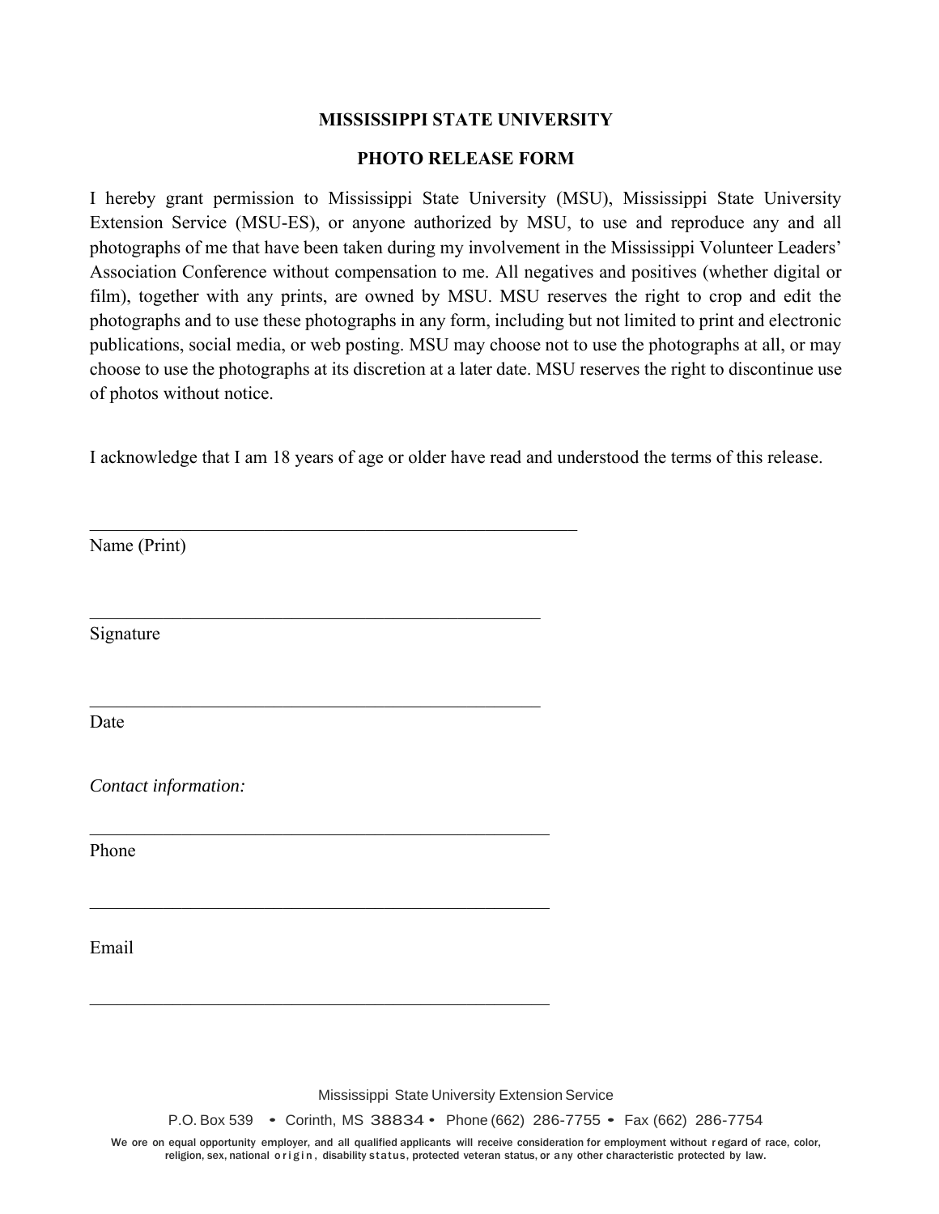# MISSISSIPPI STATE UNIVERSITY

## PHOTO RELEASE FORM

I hereby grant permission to Mississippi State University (MSU), Mississippi State University Extension Service (MSU-ES), or anyone authorized by MSU, to use and reproduce any and all photographs of me that have been taken during my involvement in the Mississippi Volunteer Leaders' Association Conference without compensation to me. All negatives and positives (whether digital or film), together with any prints, are owned by MSU. MSU reserves the right to crop and edit the photographs and to use these photographs in any form, including but not limited to print and electronic publications, social media, or web posting. MSU may choose not to use the photographs at all, or may choose to use the photographs at its discretion at a later date. MSU reserves the right to discontinue use of photos without notice.

I acknowledge that I am 18 years of age or older have read and understood the terms of this release.

_______________________________________________________

Name (Print)

_______________________________________________________

Signature

_______________________________________________________

Date

*Contact information:*

_______________________________________________________

Phone

_______________________________________________________

Email

_______________________________________________________

Mississippi State University Extension Service

P.O. Box 539 • Corinth, MS 38834 • Phone (662) 286-7755 • Fax (662) 286-7754

We ore on equal opportunity employer, and all qualified applicants will receive consideration for employment without regard of race, color, religion, sex, national origin, disability status, protected veteran status, or any other characteristic protected by law.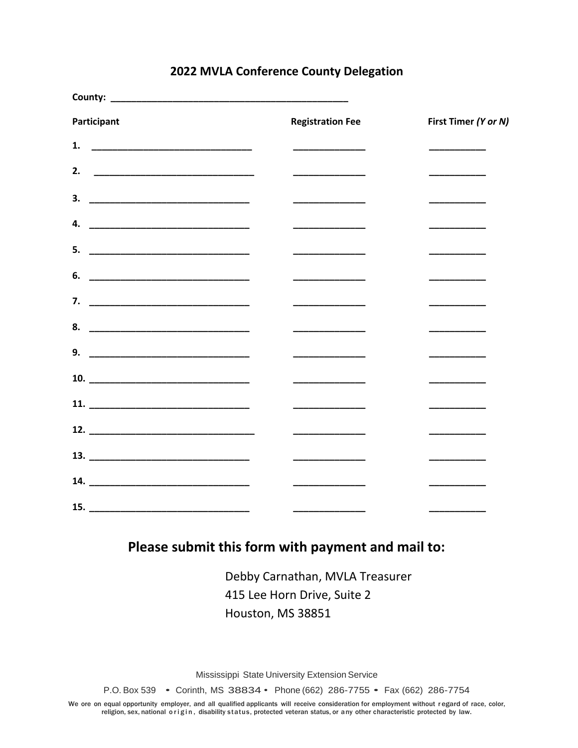# 2022 MVLA Conference County Delegation

**County:** ______________________________________________

| **Participant** | **Registration Fee** | **First Timer** ***(Y or N)*** |
|---|---|---|
| **1.** ______________________________ | ______________ | ___________ |
| **2.** ______________________________ | ______________ | ___________ |
| **3.** ______________________________ | ______________ | ___________ |
| **4.** ______________________________ | ______________ | ___________ |
| **5.** ______________________________ | ______________ | ___________ |
| **6.** ______________________________ | ______________ | ___________ |
| **7.** ______________________________ | ______________ | ___________ |
| **8.** ______________________________ | ______________ | ___________ |
| **9.** ______________________________ | ______________ | ___________ |
| **10.** ______________________________ | ______________ | ___________ |
| **11.** ______________________________ | ______________ | ___________ |
| **12.** ______________________________ | ______________ | ___________ |
| **13.** ______________________________ | ______________ | ___________ |
| **14.** ______________________________ | ______________ | ___________ |
| **15.** ______________________________ | ______________ | ___________ |

## Please submit this form with payment and mail to:

Debby Carnathan, MVLA Treasurer
415 Lee Horn Drive, Suite 2
Houston, MS 38851

Mississippi State University Extension Service

P.O. Box 539 • Corinth, MS 38834 • Phone (662) 286-7755 • Fax (662) 286-7754

We are an equal opportunity employer, and all qualified applicants will receive consideration for employment without regard of race, color, religion, sex, national origin, disability status, protected veteran status, or any other characteristic protected by law.